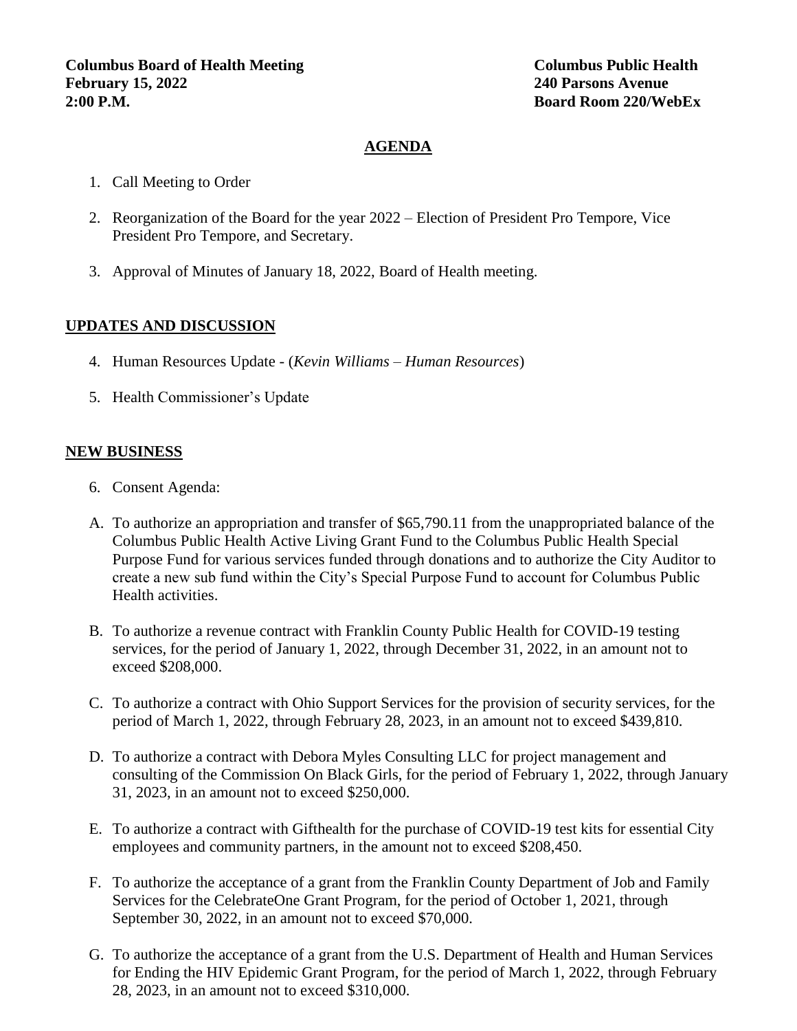**Columbus Board of Health Meeting**
**February 15, 2022**
**2:00 P.M.**

**Columbus Public Health**
**240 Parsons Avenue**
**Board Room 220/WebEx**

## AGENDA

1. Call Meeting to Order

2. Reorganization of the Board for the year 2022 – Election of President Pro Tempore, Vice President Pro Tempore, and Secretary.

3. Approval of Minutes of January 18, 2022, Board of Health meeting.

## UPDATES AND DISCUSSION

4. Human Resources Update - (*Kevin Williams – Human Resources*)

5. Health Commissioner's Update

## NEW BUSINESS

6. Consent Agenda:

A. To authorize an appropriation and transfer of $65,790.11 from the unappropriated balance of the Columbus Public Health Active Living Grant Fund to the Columbus Public Health Special Purpose Fund for various services funded through donations and to authorize the City Auditor to create a new sub fund within the City's Special Purpose Fund to account for Columbus Public Health activities.

B. To authorize a revenue contract with Franklin County Public Health for COVID-19 testing services, for the period of January 1, 2022, through December 31, 2022, in an amount not to exceed $208,000.

C. To authorize a contract with Ohio Support Services for the provision of security services, for the period of March 1, 2022, through February 28, 2023, in an amount not to exceed $439,810.

D. To authorize a contract with Debora Myles Consulting LLC for project management and consulting of the Commission On Black Girls, for the period of February 1, 2022, through January 31, 2023, in an amount not to exceed $250,000.

E. To authorize a contract with Gifthealth for the purchase of COVID-19 test kits for essential City employees and community partners, in the amount not to exceed $208,450.

F. To authorize the acceptance of a grant from the Franklin County Department of Job and Family Services for the CelebrateOne Grant Program, for the period of October 1, 2021, through September 30, 2022, in an amount not to exceed $70,000.

G. To authorize the acceptance of a grant from the U.S. Department of Health and Human Services for Ending the HIV Epidemic Grant Program, for the period of March 1, 2022, through February 28, 2023, in an amount not to exceed $310,000.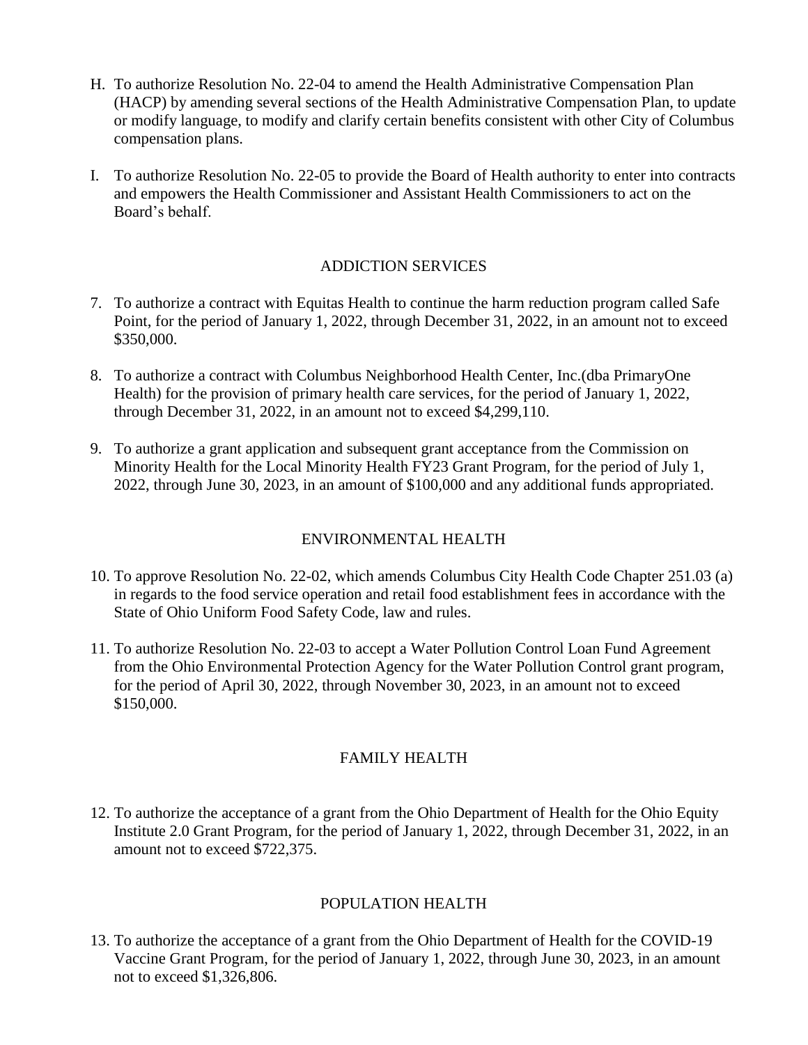H. To authorize Resolution No. 22-04 to amend the Health Administrative Compensation Plan (HACP) by amending several sections of the Health Administrative Compensation Plan, to update or modify language, to modify and clarify certain benefits consistent with other City of Columbus compensation plans.

I. To authorize Resolution No. 22-05 to provide the Board of Health authority to enter into contracts and empowers the Health Commissioner and Assistant Health Commissioners to act on the Board's behalf.

## ADDICTION SERVICES

7. To authorize a contract with Equitas Health to continue the harm reduction program called Safe Point, for the period of January 1, 2022, through December 31, 2022, in an amount not to exceed $350,000.

8. To authorize a contract with Columbus Neighborhood Health Center, Inc.(dba PrimaryOne Health) for the provision of primary health care services, for the period of January 1, 2022, through December 31, 2022, in an amount not to exceed $4,299,110.

9. To authorize a grant application and subsequent grant acceptance from the Commission on Minority Health for the Local Minority Health FY23 Grant Program, for the period of July 1, 2022, through June 30, 2023, in an amount of $100,000 and any additional funds appropriated.

## ENVIRONMENTAL HEALTH

10. To approve Resolution No. 22-02, which amends Columbus City Health Code Chapter 251.03 (a) in regards to the food service operation and retail food establishment fees in accordance with the State of Ohio Uniform Food Safety Code, law and rules.

11. To authorize Resolution No. 22-03 to accept a Water Pollution Control Loan Fund Agreement from the Ohio Environmental Protection Agency for the Water Pollution Control grant program, for the period of April 30, 2022, through November 30, 2023, in an amount not to exceed $150,000.

## FAMILY HEALTH

12. To authorize the acceptance of a grant from the Ohio Department of Health for the Ohio Equity Institute 2.0 Grant Program, for the period of January 1, 2022, through December 31, 2022, in an amount not to exceed $722,375.

## POPULATION HEALTH

13. To authorize the acceptance of a grant from the Ohio Department of Health for the COVID-19 Vaccine Grant Program, for the period of January 1, 2022, through June 30, 2023, in an amount not to exceed $1,326,806.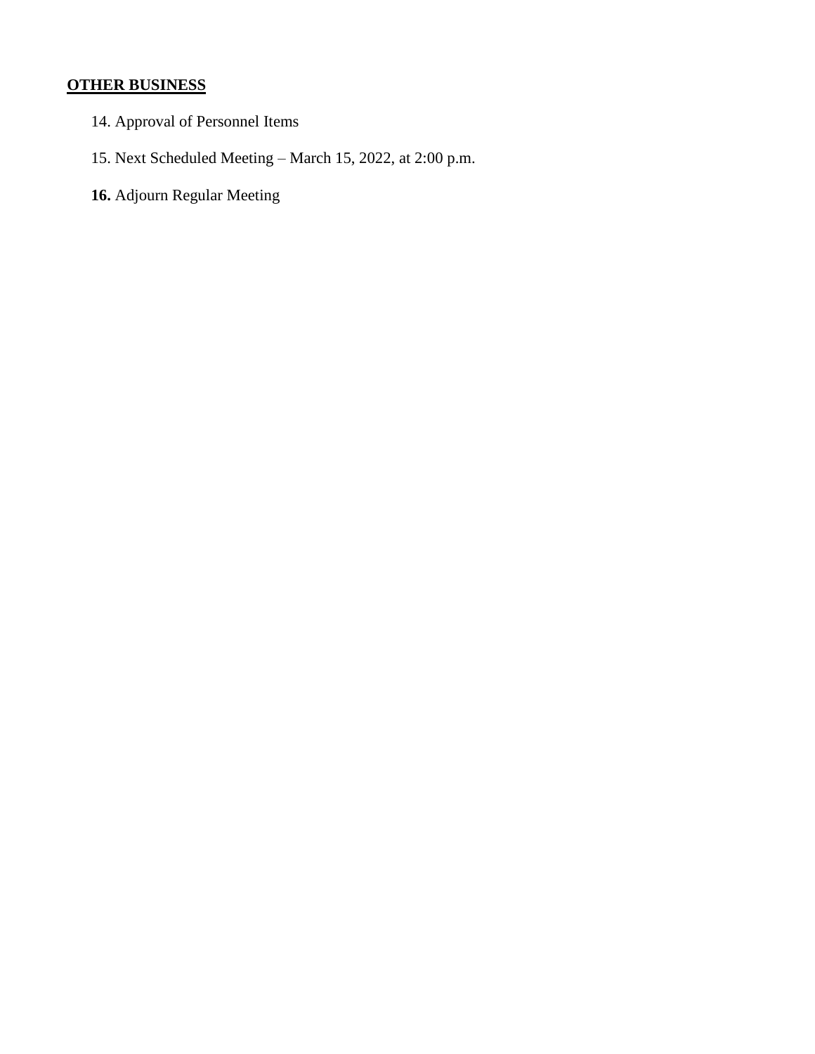## OTHER BUSINESS

14. Approval of Personnel Items

15. Next Scheduled Meeting – March 15, 2022, at 2:00 p.m.

**16.** Adjourn Regular Meeting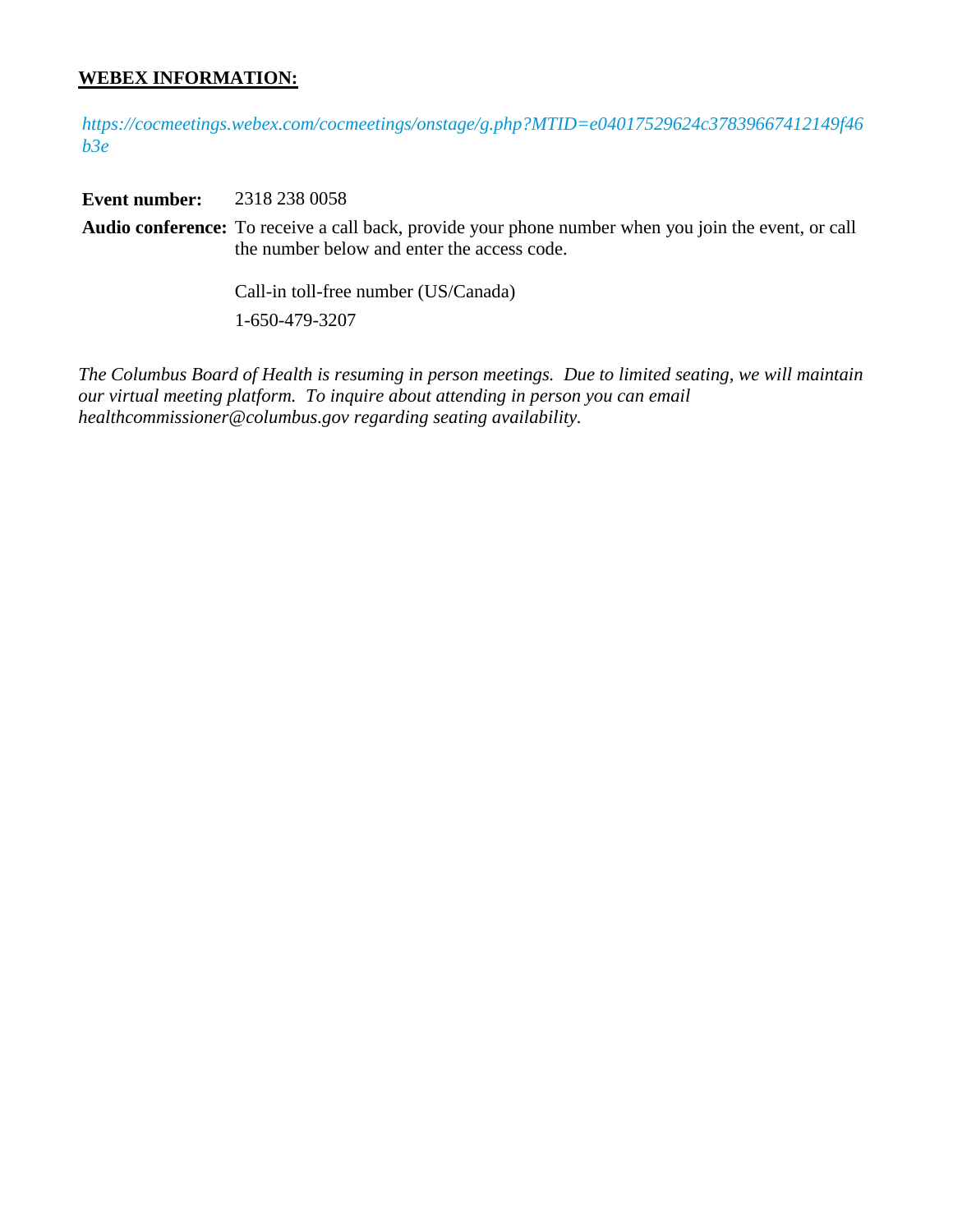**<u>WEBEX INFORMATION:</u>**

*https://cocmeetings.webex.com/cocmeetings/onstage/g.php?MTID=e04017529624c37839667412149f46b3e*

**Event number:** 2318 238 0058

**Audio conference:** To receive a call back, provide your phone number when you join the event, or call the number below and enter the access code.

Call-in toll-free number (US/Canada)

1-650-479-3207

*The Columbus Board of Health is resuming in person meetings. Due to limited seating, we will maintain our virtual meeting platform. To inquire about attending in person you can email healthcommissioner@columbus.gov regarding seating availability.*